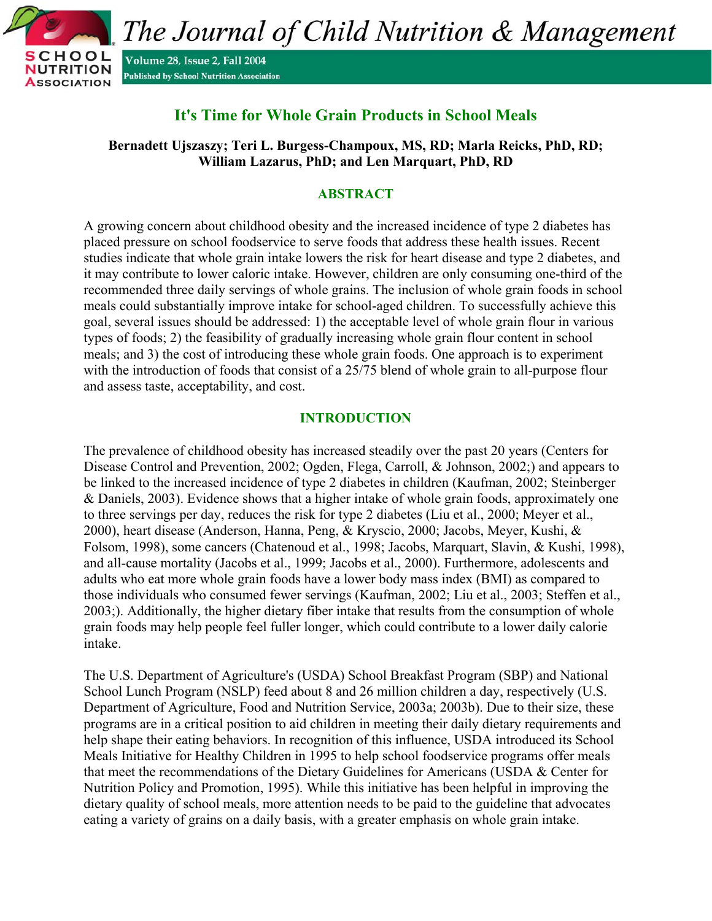# It's Time for Whole Grain Products in School Meals

**Bernadett Ujszaszy; Teri L. Burgess-Champoux, MS, RD; Marla Reicks, PhD, RD; William Lazarus, PhD; and Len Marquart, PhD, RD**

## ABSTRACT

A growing concern about childhood obesity and the increased incidence of type 2 diabetes has placed pressure on school foodservice to serve foods that address these health issues. Recent studies indicate that whole grain intake lowers the risk for heart disease and type 2 diabetes, and it may contribute to lower caloric intake. However, children are only consuming one-third of the recommended three daily servings of whole grains. The inclusion of whole grain foods in school meals could substantially improve intake for school-aged children. To successfully achieve this goal, several issues should be addressed: 1) the acceptable level of whole grain flour in various types of foods; 2) the feasibility of gradually increasing whole grain flour content in school meals; and 3) the cost of introducing these whole grain foods. One approach is to experiment with the introduction of foods that consist of a 25/75 blend of whole grain to all-purpose flour and assess taste, acceptability, and cost.

## INTRODUCTION

The prevalence of childhood obesity has increased steadily over the past 20 years (Centers for Disease Control and Prevention, 2002; Ogden, Flega, Carroll, & Johnson, 2002;) and appears to be linked to the increased incidence of type 2 diabetes in children (Kaufman, 2002; Steinberger & Daniels, 2003). Evidence shows that a higher intake of whole grain foods, approximately one to three servings per day, reduces the risk for type 2 diabetes (Liu et al., 2000; Meyer et al., 2000), heart disease (Anderson, Hanna, Peng, & Kryscio, 2000; Jacobs, Meyer, Kushi, & Folsom, 1998), some cancers (Chatenoud et al., 1998; Jacobs, Marquart, Slavin, & Kushi, 1998), and all-cause mortality (Jacobs et al., 1999; Jacobs et al., 2000). Furthermore, adolescents and adults who eat more whole grain foods have a lower body mass index (BMI) as compared to those individuals who consumed fewer servings (Kaufman, 2002; Liu et al., 2003; Steffen et al., 2003;). Additionally, the higher dietary fiber intake that results from the consumption of whole grain foods may help people feel fuller longer, which could contribute to a lower daily calorie intake.

The U.S. Department of Agriculture's (USDA) School Breakfast Program (SBP) and National School Lunch Program (NSLP) feed about 8 and 26 million children a day, respectively (U.S. Department of Agriculture, Food and Nutrition Service, 2003a; 2003b). Due to their size, these programs are in a critical position to aid children in meeting their daily dietary requirements and help shape their eating behaviors. In recognition of this influence, USDA introduced its School Meals Initiative for Healthy Children in 1995 to help school foodservice programs offer meals that meet the recommendations of the Dietary Guidelines for Americans (USDA & Center for Nutrition Policy and Promotion, 1995). While this initiative has been helpful in improving the dietary quality of school meals, more attention needs to be paid to the guideline that advocates eating a variety of grains on a daily basis, with a greater emphasis on whole grain intake.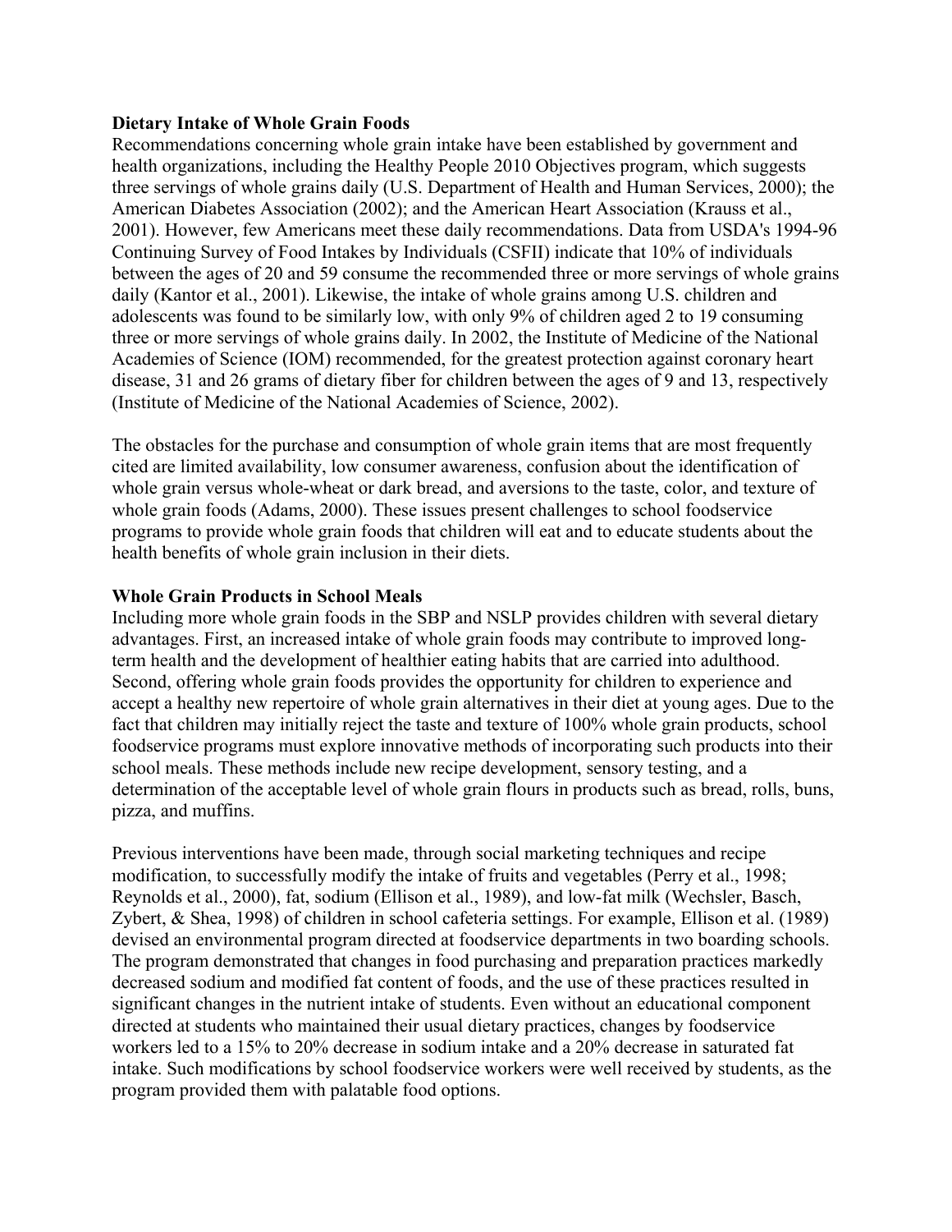## Dietary Intake of Whole Grain Foods

Recommendations concerning whole grain intake have been established by government and health organizations, including the Healthy People 2010 Objectives program, which suggests three servings of whole grains daily (U.S. Department of Health and Human Services, 2000); the American Diabetes Association (2002); and the American Heart Association (Krauss et al., 2001). However, few Americans meet these daily recommendations. Data from USDA's 1994-96 Continuing Survey of Food Intakes by Individuals (CSFII) indicate that 10% of individuals between the ages of 20 and 59 consume the recommended three or more servings of whole grains daily (Kantor et al., 2001). Likewise, the intake of whole grains among U.S. children and adolescents was found to be similarly low, with only 9% of children aged 2 to 19 consuming three or more servings of whole grains daily. In 2002, the Institute of Medicine of the National Academies of Science (IOM) recommended, for the greatest protection against coronary heart disease, 31 and 26 grams of dietary fiber for children between the ages of 9 and 13, respectively (Institute of Medicine of the National Academies of Science, 2002).

The obstacles for the purchase and consumption of whole grain items that are most frequently cited are limited availability, low consumer awareness, confusion about the identification of whole grain versus whole-wheat or dark bread, and aversions to the taste, color, and texture of whole grain foods (Adams, 2000). These issues present challenges to school foodservice programs to provide whole grain foods that children will eat and to educate students about the health benefits of whole grain inclusion in their diets.

## Whole Grain Products in School Meals

Including more whole grain foods in the SBP and NSLP provides children with several dietary advantages. First, an increased intake of whole grain foods may contribute to improved long-term health and the development of healthier eating habits that are carried into adulthood. Second, offering whole grain foods provides the opportunity for children to experience and accept a healthy new repertoire of whole grain alternatives in their diet at young ages. Due to the fact that children may initially reject the taste and texture of 100% whole grain products, school foodservice programs must explore innovative methods of incorporating such products into their school meals. These methods include new recipe development, sensory testing, and a determination of the acceptable level of whole grain flours in products such as bread, rolls, buns, pizza, and muffins.

Previous interventions have been made, through social marketing techniques and recipe modification, to successfully modify the intake of fruits and vegetables (Perry et al., 1998; Reynolds et al., 2000), fat, sodium (Ellison et al., 1989), and low-fat milk (Wechsler, Basch, Zybert, & Shea, 1998) of children in school cafeteria settings. For example, Ellison et al. (1989) devised an environmental program directed at foodservice departments in two boarding schools. The program demonstrated that changes in food purchasing and preparation practices markedly decreased sodium and modified fat content of foods, and the use of these practices resulted in significant changes in the nutrient intake of students. Even without an educational component directed at students who maintained their usual dietary practices, changes by foodservice workers led to a 15% to 20% decrease in sodium intake and a 20% decrease in saturated fat intake. Such modifications by school foodservice workers were well received by students, as the program provided them with palatable food options.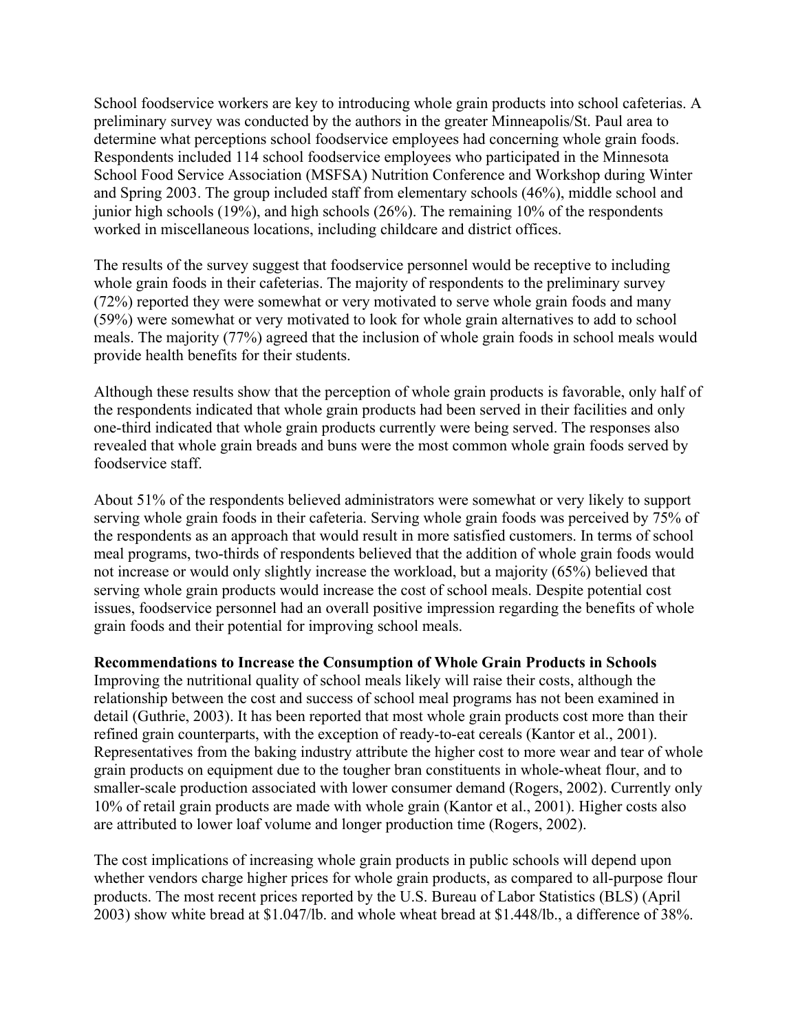School foodservice workers are key to introducing whole grain products into school cafeterias. A preliminary survey was conducted by the authors in the greater Minneapolis/St. Paul area to determine what perceptions school foodservice employees had concerning whole grain foods. Respondents included 114 school foodservice employees who participated in the Minnesota School Food Service Association (MSFSA) Nutrition Conference and Workshop during Winter and Spring 2003. The group included staff from elementary schools (46%), middle school and junior high schools (19%), and high schools (26%). The remaining 10% of the respondents worked in miscellaneous locations, including childcare and district offices.

The results of the survey suggest that foodservice personnel would be receptive to including whole grain foods in their cafeterias. The majority of respondents to the preliminary survey (72%) reported they were somewhat or very motivated to serve whole grain foods and many (59%) were somewhat or very motivated to look for whole grain alternatives to add to school meals. The majority (77%) agreed that the inclusion of whole grain foods in school meals would provide health benefits for their students.

Although these results show that the perception of whole grain products is favorable, only half of the respondents indicated that whole grain products had been served in their facilities and only one-third indicated that whole grain products currently were being served. The responses also revealed that whole grain breads and buns were the most common whole grain foods served by foodservice staff.

About 51% of the respondents believed administrators were somewhat or very likely to support serving whole grain foods in their cafeteria. Serving whole grain foods was perceived by 75% of the respondents as an approach that would result in more satisfied customers. In terms of school meal programs, two-thirds of respondents believed that the addition of whole grain foods would not increase or would only slightly increase the workload, but a majority (65%) believed that serving whole grain products would increase the cost of school meals. Despite potential cost issues, foodservice personnel had an overall positive impression regarding the benefits of whole grain foods and their potential for improving school meals.

**Recommendations to Increase the Consumption of Whole Grain Products in Schools**

Improving the nutritional quality of school meals likely will raise their costs, although the relationship between the cost and success of school meal programs has not been examined in detail (Guthrie, 2003). It has been reported that most whole grain products cost more than their refined grain counterparts, with the exception of ready-to-eat cereals (Kantor et al., 2001). Representatives from the baking industry attribute the higher cost to more wear and tear of whole grain products on equipment due to the tougher bran constituents in whole-wheat flour, and to smaller-scale production associated with lower consumer demand (Rogers, 2002). Currently only 10% of retail grain products are made with whole grain (Kantor et al., 2001). Higher costs also are attributed to lower loaf volume and longer production time (Rogers, 2002).

The cost implications of increasing whole grain products in public schools will depend upon whether vendors charge higher prices for whole grain products, as compared to all-purpose flour products. The most recent prices reported by the U.S. Bureau of Labor Statistics (BLS) (April 2003) show white bread at $1.047/lb. and whole wheat bread at $1.448/lb., a difference of 38%.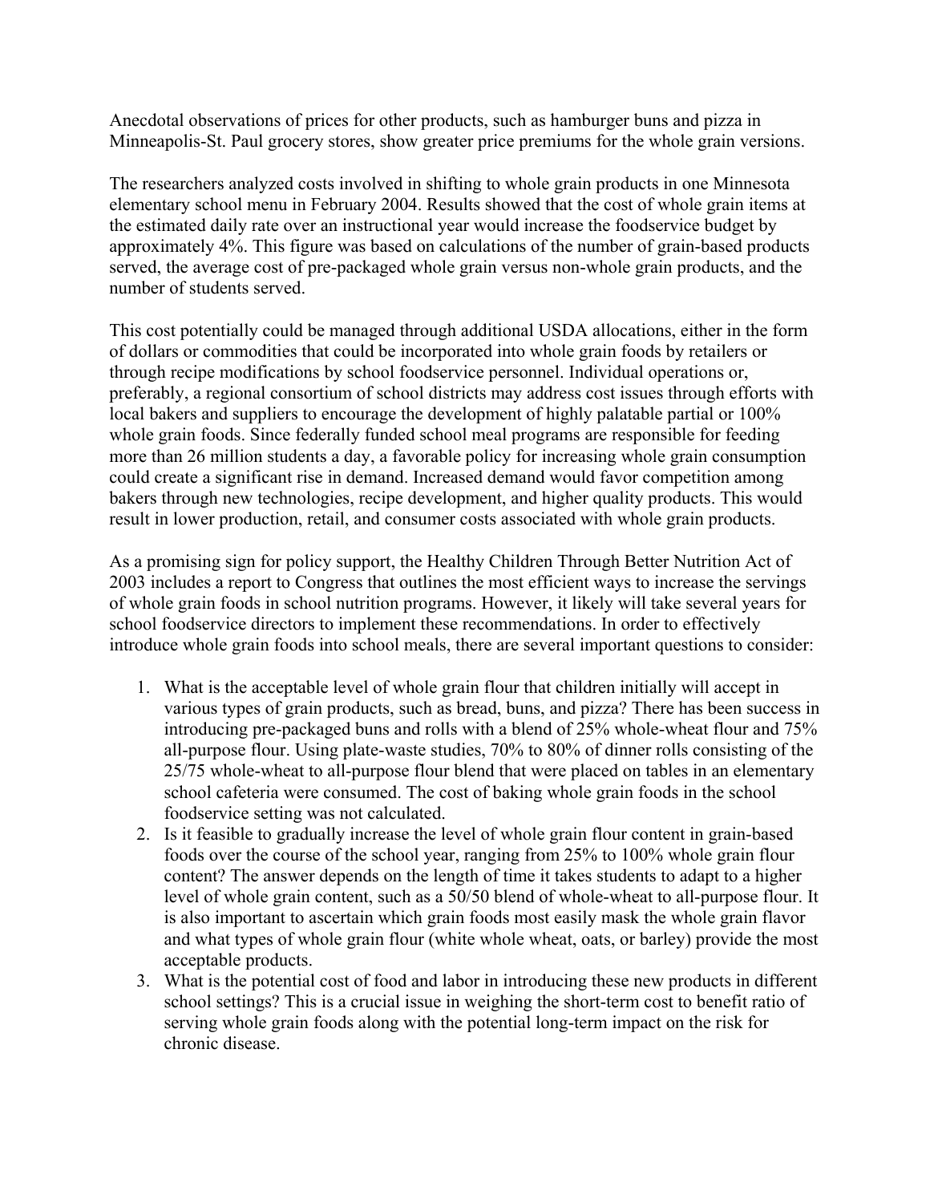Anecdotal observations of prices for other products, such as hamburger buns and pizza in Minneapolis-St. Paul grocery stores, show greater price premiums for the whole grain versions.

The researchers analyzed costs involved in shifting to whole grain products in one Minnesota elementary school menu in February 2004. Results showed that the cost of whole grain items at the estimated daily rate over an instructional year would increase the foodservice budget by approximately 4%. This figure was based on calculations of the number of grain-based products served, the average cost of pre-packaged whole grain versus non-whole grain products, and the number of students served.

This cost potentially could be managed through additional USDA allocations, either in the form of dollars or commodities that could be incorporated into whole grain foods by retailers or through recipe modifications by school foodservice personnel. Individual operations or, preferably, a regional consortium of school districts may address cost issues through efforts with local bakers and suppliers to encourage the development of highly palatable partial or 100% whole grain foods. Since federally funded school meal programs are responsible for feeding more than 26 million students a day, a favorable policy for increasing whole grain consumption could create a significant rise in demand. Increased demand would favor competition among bakers through new technologies, recipe development, and higher quality products. This would result in lower production, retail, and consumer costs associated with whole grain products.

As a promising sign for policy support, the Healthy Children Through Better Nutrition Act of 2003 includes a report to Congress that outlines the most efficient ways to increase the servings of whole grain foods in school nutrition programs. However, it likely will take several years for school foodservice directors to implement these recommendations. In order to effectively introduce whole grain foods into school meals, there are several important questions to consider:

1. What is the acceptable level of whole grain flour that children initially will accept in various types of grain products, such as bread, buns, and pizza? There has been success in introducing pre-packaged buns and rolls with a blend of 25% whole-wheat flour and 75% all-purpose flour. Using plate-waste studies, 70% to 80% of dinner rolls consisting of the 25/75 whole-wheat to all-purpose flour blend that were placed on tables in an elementary school cafeteria were consumed. The cost of baking whole grain foods in the school foodservice setting was not calculated.
2. Is it feasible to gradually increase the level of whole grain flour content in grain-based foods over the course of the school year, ranging from 25% to 100% whole grain flour content? The answer depends on the length of time it takes students to adapt to a higher level of whole grain content, such as a 50/50 blend of whole-wheat to all-purpose flour. It is also important to ascertain which grain foods most easily mask the whole grain flavor and what types of whole grain flour (white whole wheat, oats, or barley) provide the most acceptable products.
3. What is the potential cost of food and labor in introducing these new products in different school settings? This is a crucial issue in weighing the short-term cost to benefit ratio of serving whole grain foods along with the potential long-term impact on the risk for chronic disease.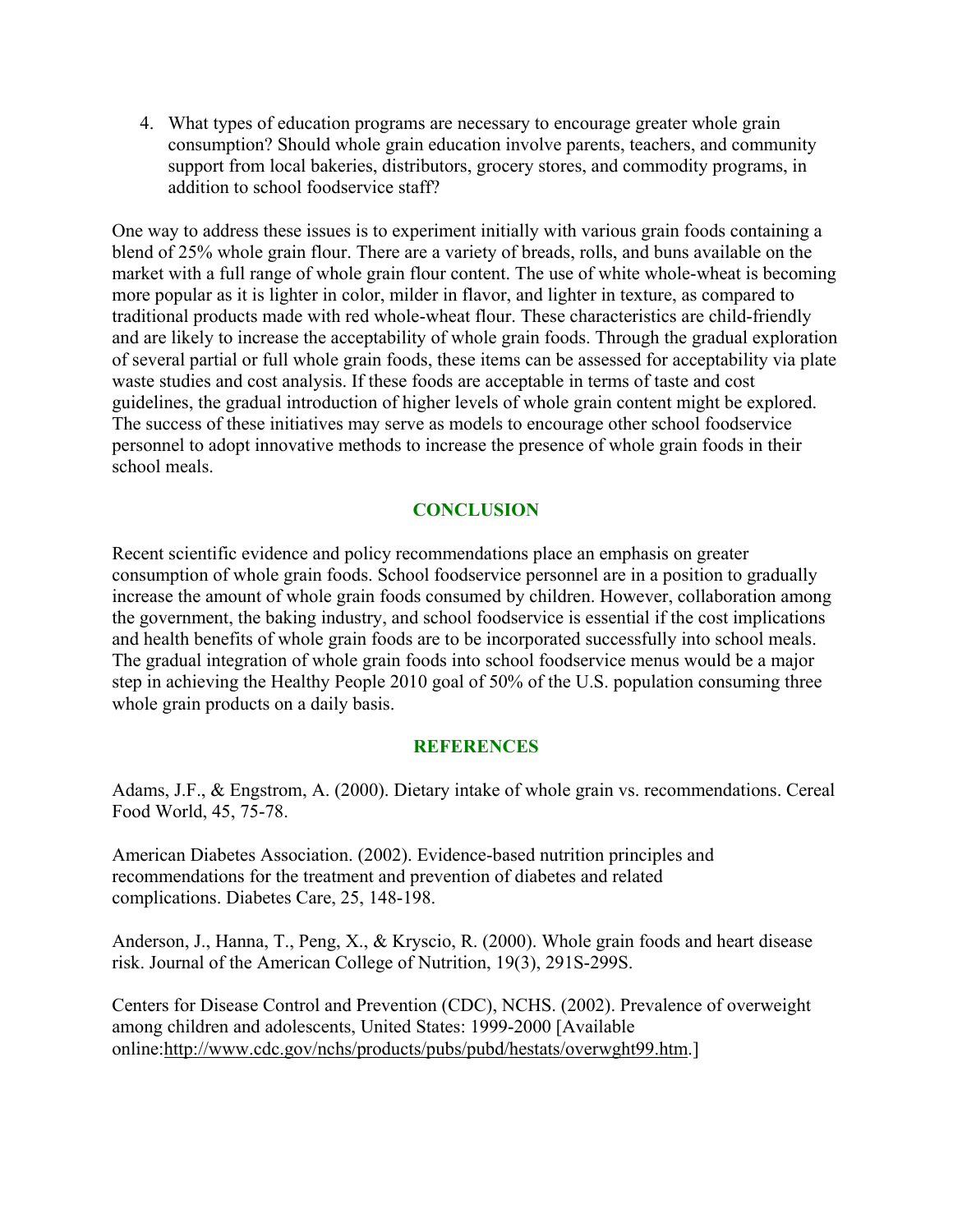4. What types of education programs are necessary to encourage greater whole grain consumption? Should whole grain education involve parents, teachers, and community support from local bakeries, distributors, grocery stores, and commodity programs, in addition to school foodservice staff?

One way to address these issues is to experiment initially with various grain foods containing a blend of 25% whole grain flour. There are a variety of breads, rolls, and buns available on the market with a full range of whole grain flour content. The use of white whole-wheat is becoming more popular as it is lighter in color, milder in flavor, and lighter in texture, as compared to traditional products made with red whole-wheat flour. These characteristics are child-friendly and are likely to increase the acceptability of whole grain foods. Through the gradual exploration of several partial or full whole grain foods, these items can be assessed for acceptability via plate waste studies and cost analysis. If these foods are acceptable in terms of taste and cost guidelines, the gradual introduction of higher levels of whole grain content might be explored. The success of these initiatives may serve as models to encourage other school foodservice personnel to adopt innovative methods to increase the presence of whole grain foods in their school meals.

## CONCLUSION

Recent scientific evidence and policy recommendations place an emphasis on greater consumption of whole grain foods. School foodservice personnel are in a position to gradually increase the amount of whole grain foods consumed by children. However, collaboration among the government, the baking industry, and school foodservice is essential if the cost implications and health benefits of whole grain foods are to be incorporated successfully into school meals. The gradual integration of whole grain foods into school foodservice menus would be a major step in achieving the Healthy People 2010 goal of 50% of the U.S. population consuming three whole grain products on a daily basis.

## REFERENCES

Adams, J.F., & Engstrom, A. (2000). Dietary intake of whole grain vs. recommendations. Cereal Food World, 45, 75-78.

American Diabetes Association. (2002). Evidence-based nutrition principles and recommendations for the treatment and prevention of diabetes and related complications. Diabetes Care, 25, 148-198.

Anderson, J., Hanna, T., Peng, X., & Kryscio, R. (2000). Whole grain foods and heart disease risk. Journal of the American College of Nutrition, 19(3), 291S-299S.

Centers for Disease Control and Prevention (CDC), NCHS. (2002). Prevalence of overweight among children and adolescents, United States: 1999-2000 [Available online:http://www.cdc.gov/nchs/products/pubs/pubd/hestats/overwght99.htm.]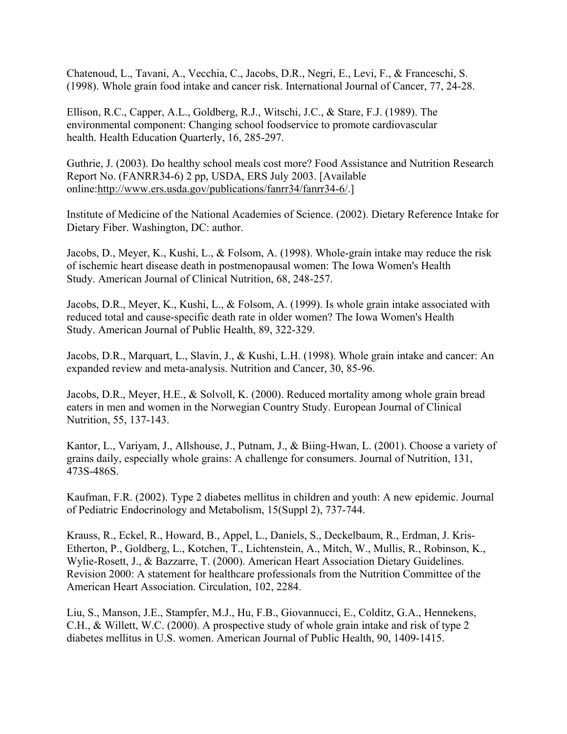Chatenoud, L., Tavani, A., Vecchia, C., Jacobs, D.R., Negri, E., Levi, F., & Franceschi, S. (1998). Whole grain food intake and cancer risk. International Journal of Cancer, 77, 24-28.

Ellison, R.C., Capper, A.L., Goldberg, R.J., Witschi, J.C., & Stare, F.J. (1989). The environmental component: Changing school foodservice to promote cardiovascular health. Health Education Quarterly, 16, 285-297.

Guthrie, J. (2003). Do healthy school meals cost more? Food Assistance and Nutrition Research Report No. (FANRR34-6) 2 pp, USDA, ERS July 2003. [Available online:http://www.ers.usda.gov/publications/fanrr34/fanrr34-6/.]

Institute of Medicine of the National Academies of Science. (2002). Dietary Reference Intake for Dietary Fiber. Washington, DC: author.

Jacobs, D., Meyer, K., Kushi, L., & Folsom, A. (1998). Whole-grain intake may reduce the risk of ischemic heart disease death in postmenopausal women: The Iowa Women's Health Study. American Journal of Clinical Nutrition, 68, 248-257.

Jacobs, D.R., Meyer, K., Kushi, L., & Folsom, A. (1999). Is whole grain intake associated with reduced total and cause-specific death rate in older women? The Iowa Women's Health Study. American Journal of Public Health, 89, 322-329.

Jacobs, D.R., Marquart, L., Slavin, J., & Kushi, L.H. (1998). Whole grain intake and cancer: An expanded review and meta-analysis. Nutrition and Cancer, 30, 85-96.

Jacobs, D.R., Meyer, H.E., & Solvoll, K. (2000). Reduced mortality among whole grain bread eaters in men and women in the Norwegian Country Study. European Journal of Clinical Nutrition, 55, 137-143.

Kantor, L., Variyam, J., Allshouse, J., Putnam, J., & Biing-Hwan, L. (2001). Choose a variety of grains daily, especially whole grains: A challenge for consumers. Journal of Nutrition, 131, 473S-486S.

Kaufman, F.R. (2002). Type 2 diabetes mellitus in children and youth: A new epidemic. Journal of Pediatric Endocrinology and Metabolism, 15(Suppl 2), 737-744.

Krauss, R., Eckel, R., Howard, B., Appel, L., Daniels, S., Deckelbaum, R., Erdman, J. Kris-Etherton, P., Goldberg, L., Kotchen, T., Lichtenstein, A., Mitch, W., Mullis, R., Robinson, K., Wylie-Rosett, J., & Bazzarre, T. (2000). American Heart Association Dietary Guidelines. Revision 2000: A statement for healthcare professionals from the Nutrition Committee of the American Heart Association. Circulation, 102, 2284.

Liu, S., Manson, J.E., Stampfer, M.J., Hu, F.B., Giovannucci, E., Colditz, G.A., Hennekens, C.H., & Willett, W.C. (2000). A prospective study of whole grain intake and risk of type 2 diabetes mellitus in U.S. women. American Journal of Public Health, 90, 1409-1415.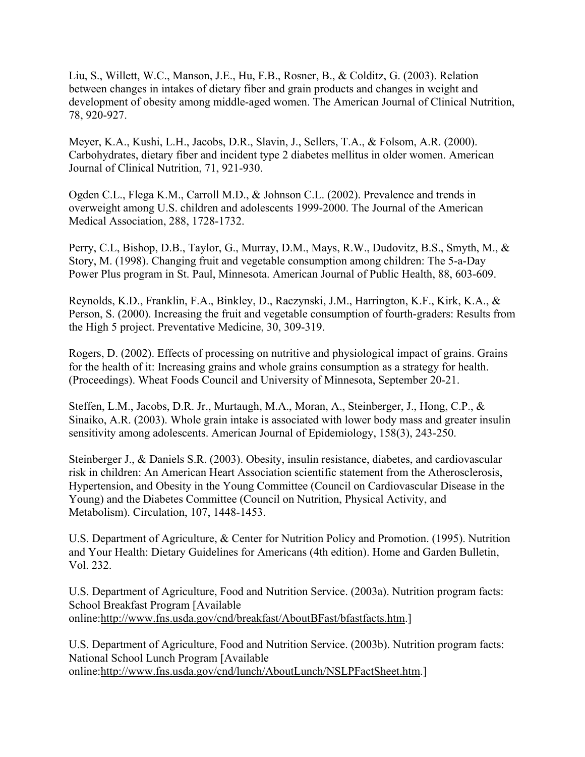Liu, S., Willett, W.C., Manson, J.E., Hu, F.B., Rosner, B., & Colditz, G. (2003). Relation between changes in intakes of dietary fiber and grain products and changes in weight and development of obesity among middle-aged women. The American Journal of Clinical Nutrition, 78, 920-927.

Meyer, K.A., Kushi, L.H., Jacobs, D.R., Slavin, J., Sellers, T.A., & Folsom, A.R. (2000). Carbohydrates, dietary fiber and incident type 2 diabetes mellitus in older women. American Journal of Clinical Nutrition, 71, 921-930.

Ogden C.L., Flega K.M., Carroll M.D., & Johnson C.L. (2002). Prevalence and trends in overweight among U.S. children and adolescents 1999-2000. The Journal of the American Medical Association, 288, 1728-1732.

Perry, C.L, Bishop, D.B., Taylor, G., Murray, D.M., Mays, R.W., Dudovitz, B.S., Smyth, M., & Story, M. (1998). Changing fruit and vegetable consumption among children: The 5-a-Day Power Plus program in St. Paul, Minnesota. American Journal of Public Health, 88, 603-609.

Reynolds, K.D., Franklin, F.A., Binkley, D., Raczynski, J.M., Harrington, K.F., Kirk, K.A., & Person, S. (2000). Increasing the fruit and vegetable consumption of fourth-graders: Results from the High 5 project. Preventative Medicine, 30, 309-319.

Rogers, D. (2002). Effects of processing on nutritive and physiological impact of grains. Grains for the health of it: Increasing grains and whole grains consumption as a strategy for health. (Proceedings). Wheat Foods Council and University of Minnesota, September 20-21.

Steffen, L.M., Jacobs, D.R. Jr., Murtaugh, M.A., Moran, A., Steinberger, J., Hong, C.P., & Sinaiko, A.R. (2003). Whole grain intake is associated with lower body mass and greater insulin sensitivity among adolescents. American Journal of Epidemiology, 158(3), 243-250.

Steinberger J., & Daniels S.R. (2003). Obesity, insulin resistance, diabetes, and cardiovascular risk in children: An American Heart Association scientific statement from the Atherosclerosis, Hypertension, and Obesity in the Young Committee (Council on Cardiovascular Disease in the Young) and the Diabetes Committee (Council on Nutrition, Physical Activity, and Metabolism). Circulation, 107, 1448-1453.

U.S. Department of Agriculture, & Center for Nutrition Policy and Promotion. (1995). Nutrition and Your Health: Dietary Guidelines for Americans (4th edition). Home and Garden Bulletin, Vol. 232.

U.S. Department of Agriculture, Food and Nutrition Service. (2003a). Nutrition program facts: School Breakfast Program [Available online:http://www.fns.usda.gov/cnd/breakfast/AboutBFast/bfastfacts.htm.]

U.S. Department of Agriculture, Food and Nutrition Service. (2003b). Nutrition program facts: National School Lunch Program [Available online:http://www.fns.usda.gov/cnd/lunch/AboutLunch/NSLPFactSheet.htm.]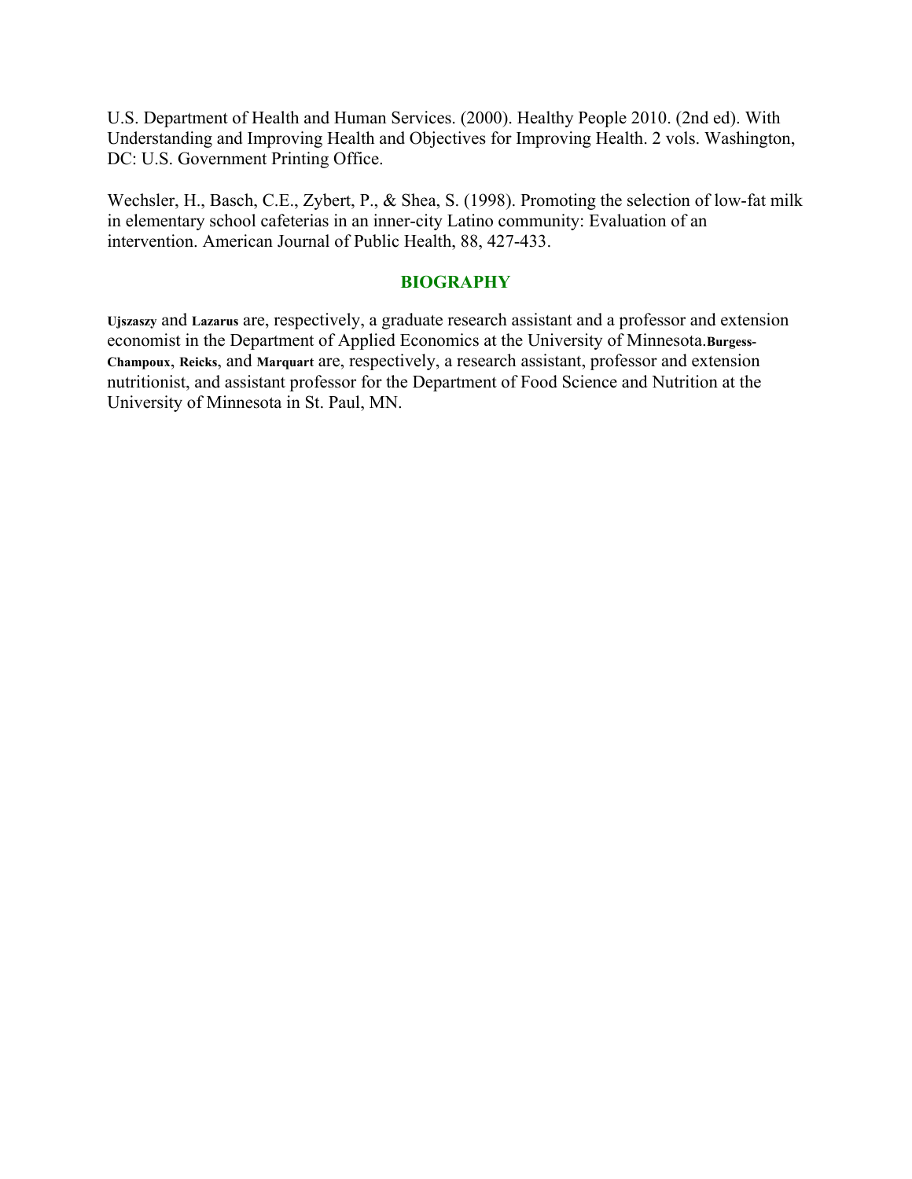U.S. Department of Health and Human Services. (2000). Healthy People 2010. (2nd ed). With Understanding and Improving Health and Objectives for Improving Health. 2 vols. Washington, DC: U.S. Government Printing Office.

Wechsler, H., Basch, C.E., Zybert, P., & Shea, S. (1998). Promoting the selection of low-fat milk in elementary school cafeterias in an inner-city Latino community: Evaluation of an intervention. American Journal of Public Health, 88, 427-433.

## BIOGRAPHY

**Ujszaszy** and **Lazarus** are, respectively, a graduate research assistant and a professor and extension economist in the Department of Applied Economics at the University of Minnesota. **Burgess-Champoux**, **Reicks**, and **Marquart** are, respectively, a research assistant, professor and extension nutritionist, and assistant professor for the Department of Food Science and Nutrition at the University of Minnesota in St. Paul, MN.